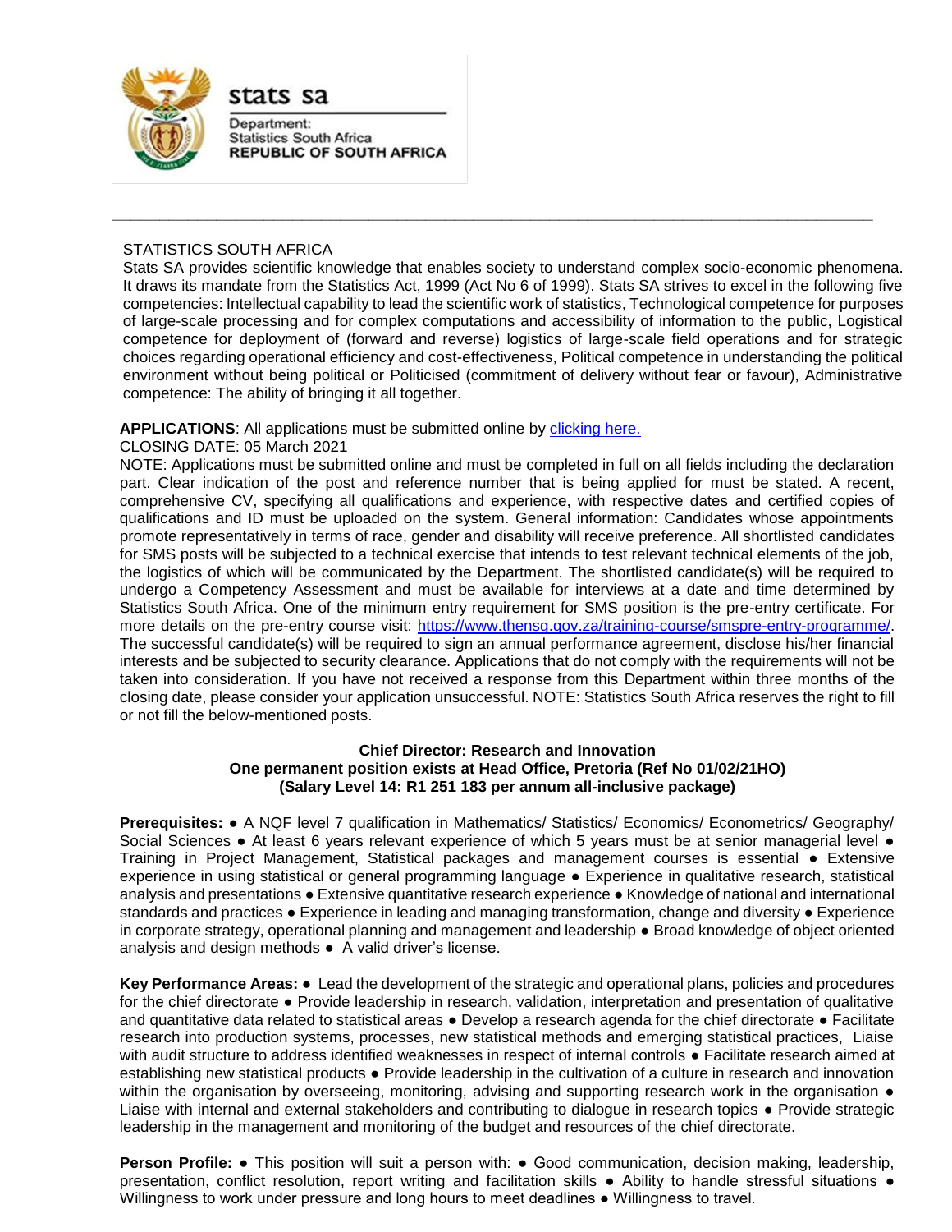stats sa

Department:
Statistics South Africa
**REPUBLIC OF SOUTH AFRICA**

---

STATISTICS SOUTH AFRICA

Stats SA provides scientific knowledge that enables society to understand complex socio-economic phenomena. It draws its mandate from the Statistics Act, 1999 (Act No 6 of 1999). Stats SA strives to excel in the following five competencies: Intellectual capability to lead the scientific work of statistics, Technological competence for purposes of large-scale processing and for complex computations and accessibility of information to the public, Logistical competence for deployment of (forward and reverse) logistics of large-scale field operations and for strategic choices regarding operational efficiency and cost-effectiveness, Political competence in understanding the political environment without being political or Politicised (commitment of delivery without fear or favour), Administrative competence: The ability of bringing it all together.

**APPLICATIONS**: All applications must be submitted online by clicking here.

CLOSING DATE: 05 March 2021

NOTE: Applications must be submitted online and must be completed in full on all fields including the declaration part. Clear indication of the post and reference number that is being applied for must be stated. A recent, comprehensive CV, specifying all qualifications and experience, with respective dates and certified copies of qualifications and ID must be uploaded on the system. General information: Candidates whose appointments promote representatively in terms of race, gender and disability will receive preference. All shortlisted candidates for SMS posts will be subjected to a technical exercise that intends to test relevant technical elements of the job, the logistics of which will be communicated by the Department. The shortlisted candidate(s) will be required to undergo a Competency Assessment and must be available for interviews at a date and time determined by Statistics South Africa. One of the minimum entry requirement for SMS position is the pre-entry certificate. For more details on the pre-entry course visit: https://www.thensg.gov.za/training-course/smspre-entry-programme/. The successful candidate(s) will be required to sign an annual performance agreement, disclose his/her financial interests and be subjected to security clearance. Applications that do not comply with the requirements will not be taken into consideration. If you have not received a response from this Department within three months of the closing date, please consider your application unsuccessful. NOTE: Statistics South Africa reserves the right to fill or not fill the below-mentioned posts.

**Chief Director: Research and Innovation**
**One permanent position exists at Head Office, Pretoria (Ref No 01/02/21HO)**
**(Salary Level 14: R1 251 183 per annum all-inclusive package)**

**Prerequisites:** ● A NQF level 7 qualification in Mathematics/ Statistics/ Economics/ Econometrics/ Geography/ Social Sciences ● At least 6 years relevant experience of which 5 years must be at senior managerial level ● Training in Project Management, Statistical packages and management courses is essential ● Extensive experience in using statistical or general programming language ● Experience in qualitative research, statistical analysis and presentations ● Extensive quantitative research experience ● Knowledge of national and international standards and practices ● Experience in leading and managing transformation, change and diversity ● Experience in corporate strategy, operational planning and management and leadership ● Broad knowledge of object oriented analysis and design methods ● A valid driver's license.

**Key Performance Areas:** ● Lead the development of the strategic and operational plans, policies and procedures for the chief directorate ● Provide leadership in research, validation, interpretation and presentation of qualitative and quantitative data related to statistical areas ● Develop a research agenda for the chief directorate ● Facilitate research into production systems, processes, new statistical methods and emerging statistical practices, Liaise with audit structure to address identified weaknesses in respect of internal controls ● Facilitate research aimed at establishing new statistical products ● Provide leadership in the cultivation of a culture in research and innovation within the organisation by overseeing, monitoring, advising and supporting research work in the organisation ● Liaise with internal and external stakeholders and contributing to dialogue in research topics ● Provide strategic leadership in the management and monitoring of the budget and resources of the chief directorate.

**Person Profile:** ● This position will suit a person with: ● Good communication, decision making, leadership, presentation, conflict resolution, report writing and facilitation skills ● Ability to handle stressful situations ● Willingness to work under pressure and long hours to meet deadlines ● Willingness to travel.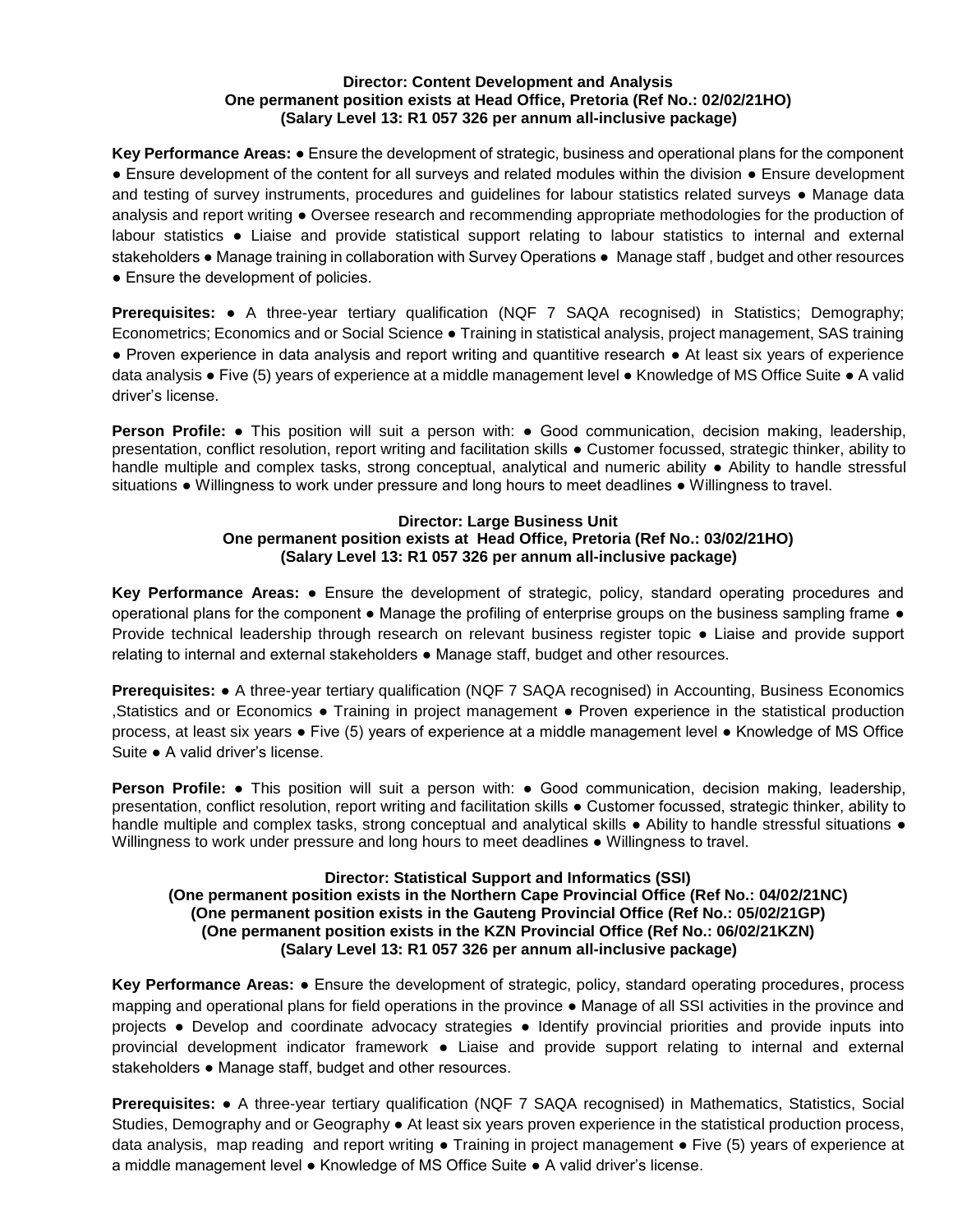**Director: Content Development and Analysis**
**One permanent position exists at Head Office, Pretoria (Ref No.: 02/02/21HO)**
**(Salary Level 13: R1 057 326 per annum all-inclusive package)**

**Key Performance Areas:** ● Ensure the development of strategic, business and operational plans for the component ● Ensure development of the content for all surveys and related modules within the division ● Ensure development and testing of survey instruments, procedures and guidelines for labour statistics related surveys ● Manage data analysis and report writing ● Oversee research and recommending appropriate methodologies for the production of labour statistics ● Liaise and provide statistical support relating to labour statistics to internal and external stakeholders ● Manage training in collaboration with Survey Operations ● Manage staff , budget and other resources ● Ensure the development of policies.

**Prerequisites:** ● A three-year tertiary qualification (NQF 7 SAQA recognised) in Statistics; Demography; Econometrics; Economics and or Social Science ● Training in statistical analysis, project management, SAS training ● Proven experience in data analysis and report writing and quantitive research ● At least six years of experience data analysis ● Five (5) years of experience at a middle management level ● Knowledge of MS Office Suite ● A valid driver's license.

**Person Profile:** ● This position will suit a person with: ● Good communication, decision making, leadership, presentation, conflict resolution, report writing and facilitation skills ● Customer focussed, strategic thinker, ability to handle multiple and complex tasks, strong conceptual, analytical and numeric ability ● Ability to handle stressful situations ● Willingness to work under pressure and long hours to meet deadlines ● Willingness to travel.

**Director: Large Business Unit**
**One permanent position exists at Head Office, Pretoria (Ref No.: 03/02/21HO)**
**(Salary Level 13: R1 057 326 per annum all-inclusive package)**

**Key Performance Areas:** ● Ensure the development of strategic, policy, standard operating procedures and operational plans for the component ● Manage the profiling of enterprise groups on the business sampling frame ● Provide technical leadership through research on relevant business register topic ● Liaise and provide support relating to internal and external stakeholders ● Manage staff, budget and other resources.

**Prerequisites:** ● A three-year tertiary qualification (NQF 7 SAQA recognised) in Accounting, Business Economics ,Statistics and or Economics ● Training in project management ● Proven experience in the statistical production process, at least six years ● Five (5) years of experience at a middle management level ● Knowledge of MS Office Suite ● A valid driver's license.

**Person Profile:** ● This position will suit a person with: ● Good communication, decision making, leadership, presentation, conflict resolution, report writing and facilitation skills ● Customer focussed, strategic thinker, ability to handle multiple and complex tasks, strong conceptual and analytical skills ● Ability to handle stressful situations ● Willingness to work under pressure and long hours to meet deadlines ● Willingness to travel.

**Director: Statistical Support and Informatics (SSI)**
**(One permanent position exists in the Northern Cape Provincial Office (Ref No.: 04/02/21NC)**
**(One permanent position exists in the Gauteng Provincial Office (Ref No.: 05/02/21GP)**
**(One permanent position exists in the KZN Provincial Office (Ref No.: 06/02/21KZN)**
**(Salary Level 13: R1 057 326 per annum all-inclusive package)**

**Key Performance Areas:** ● Ensure the development of strategic, policy, standard operating procedures, process mapping and operational plans for field operations in the province ● Manage of all SSI activities in the province and projects ● Develop and coordinate advocacy strategies ● Identify provincial priorities and provide inputs into provincial development indicator framework ● Liaise and provide support relating to internal and external stakeholders ● Manage staff, budget and other resources.

**Prerequisites:** ● A three-year tertiary qualification (NQF 7 SAQA recognised) in Mathematics, Statistics, Social Studies, Demography and or Geography ● At least six years proven experience in the statistical production process, data analysis, map reading and report writing ● Training in project management ● Five (5) years of experience at a middle management level ● Knowledge of MS Office Suite ● A valid driver's license.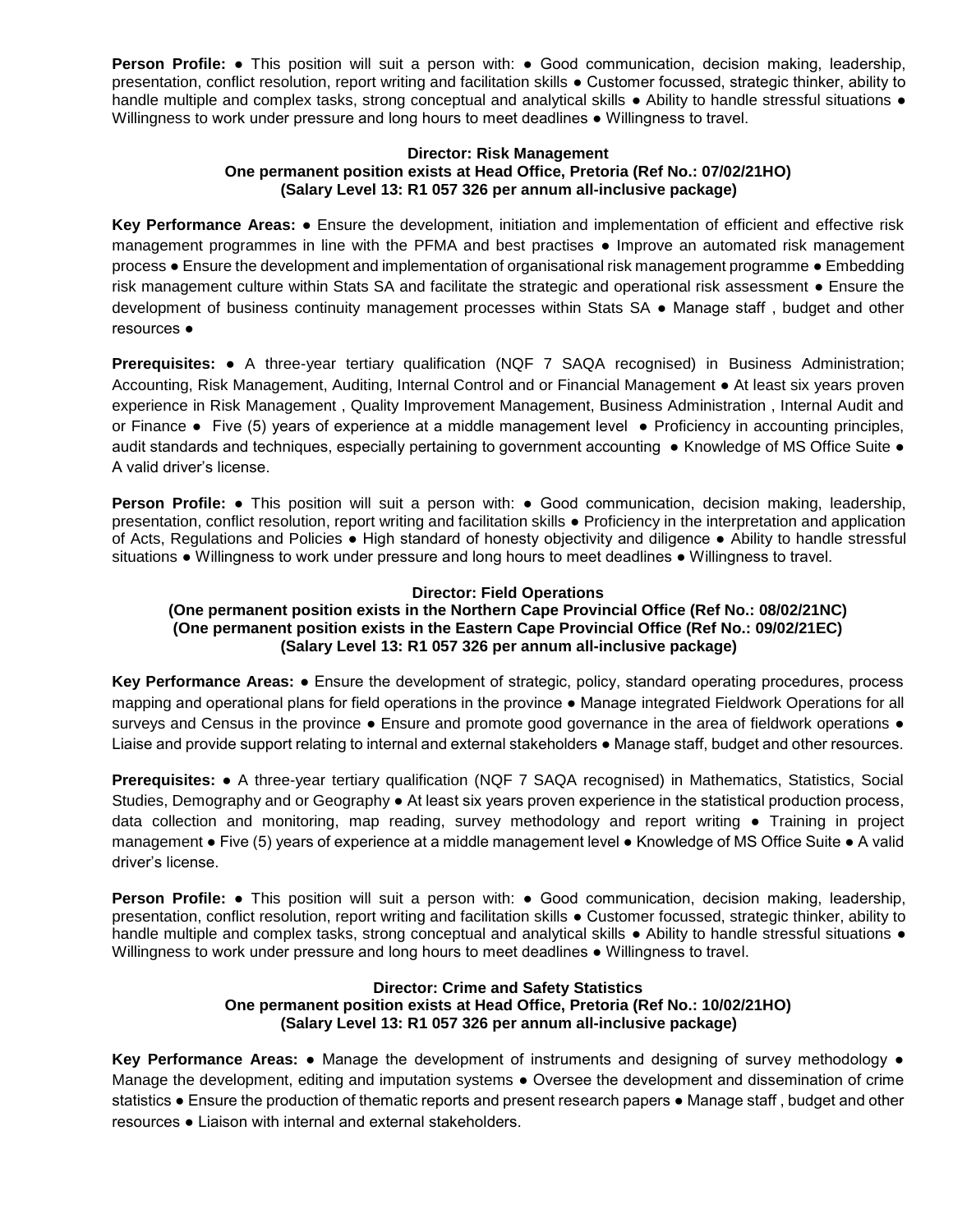**Person Profile:** ● This position will suit a person with: ● Good communication, decision making, leadership, presentation, conflict resolution, report writing and facilitation skills ● Customer focussed, strategic thinker, ability to handle multiple and complex tasks, strong conceptual and analytical skills ● Ability to handle stressful situations ● Willingness to work under pressure and long hours to meet deadlines ● Willingness to travel.

**Director: Risk Management**
**One permanent position exists at Head Office, Pretoria (Ref No.: 07/02/21HO)**
**(Salary Level 13: R1 057 326 per annum all-inclusive package)**

**Key Performance Areas:** ● Ensure the development, initiation and implementation of efficient and effective risk management programmes in line with the PFMA and best practises ● Improve an automated risk management process ● Ensure the development and implementation of organisational risk management programme ● Embedding risk management culture within Stats SA and facilitate the strategic and operational risk assessment ● Ensure the development of business continuity management processes within Stats SA ● Manage staff , budget and other resources ●

**Prerequisites:** ● A three-year tertiary qualification (NQF 7 SAQA recognised) in Business Administration; Accounting, Risk Management, Auditing, Internal Control and or Financial Management ● At least six years proven experience in Risk Management , Quality Improvement Management, Business Administration , Internal Audit and or Finance ● Five (5) years of experience at a middle management level ● Proficiency in accounting principles, audit standards and techniques, especially pertaining to government accounting ● Knowledge of MS Office Suite ● A valid driver's license.

**Person Profile:** ● This position will suit a person with: ● Good communication, decision making, leadership, presentation, conflict resolution, report writing and facilitation skills ● Proficiency in the interpretation and application of Acts, Regulations and Policies ● High standard of honesty objectivity and diligence ● Ability to handle stressful situations ● Willingness to work under pressure and long hours to meet deadlines ● Willingness to travel.

**Director: Field Operations**
**(One permanent position exists in the Northern Cape Provincial Office (Ref No.: 08/02/21NC)**
**(One permanent position exists in the Eastern Cape Provincial Office (Ref No.: 09/02/21EC)**
**(Salary Level 13: R1 057 326 per annum all-inclusive package)**

**Key Performance Areas:** ● Ensure the development of strategic, policy, standard operating procedures, process mapping and operational plans for field operations in the province ● Manage integrated Fieldwork Operations for all surveys and Census in the province ● Ensure and promote good governance in the area of fieldwork operations ● Liaise and provide support relating to internal and external stakeholders ● Manage staff, budget and other resources.

**Prerequisites:** ● A three-year tertiary qualification (NQF 7 SAQA recognised) in Mathematics, Statistics, Social Studies, Demography and or Geography ● At least six years proven experience in the statistical production process, data collection and monitoring, map reading, survey methodology and report writing ● Training in project management ● Five (5) years of experience at a middle management level ● Knowledge of MS Office Suite ● A valid driver's license.

**Person Profile:** ● This position will suit a person with: ● Good communication, decision making, leadership, presentation, conflict resolution, report writing and facilitation skills ● Customer focussed, strategic thinker, ability to handle multiple and complex tasks, strong conceptual and analytical skills ● Ability to handle stressful situations ● Willingness to work under pressure and long hours to meet deadlines ● Willingness to travel.

**Director: Crime and Safety Statistics**
**One permanent position exists at Head Office, Pretoria (Ref No.: 10/02/21HO)**
**(Salary Level 13: R1 057 326 per annum all-inclusive package)**

**Key Performance Areas:** ● Manage the development of instruments and designing of survey methodology ● Manage the development, editing and imputation systems ● Oversee the development and dissemination of crime statistics ● Ensure the production of thematic reports and present research papers ● Manage staff , budget and other resources ● Liaison with internal and external stakeholders.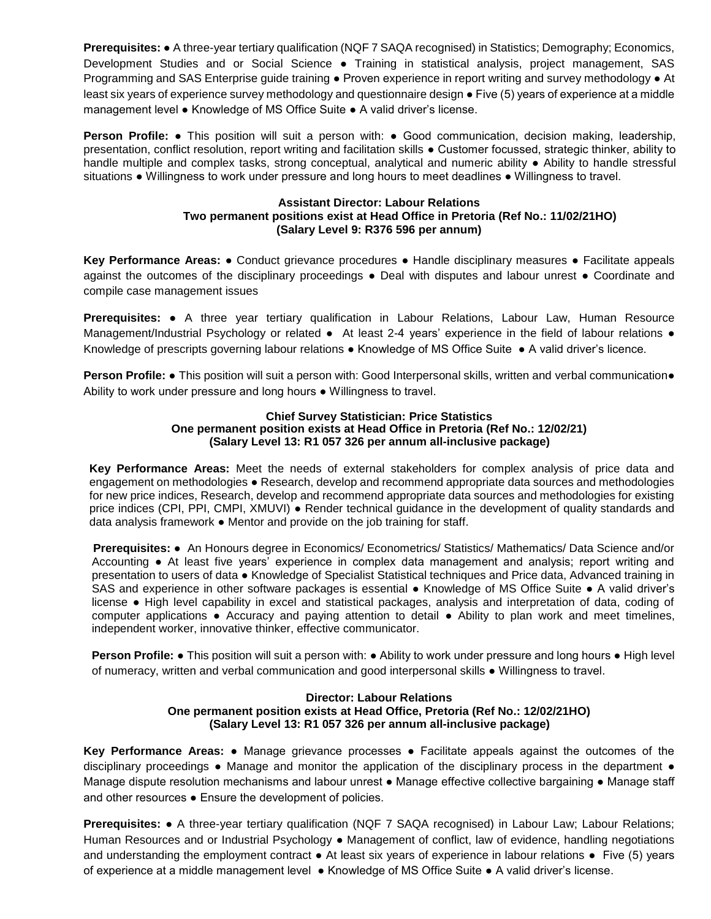**Prerequisites:** ● A three-year tertiary qualification (NQF 7 SAQA recognised) in Statistics; Demography; Economics, Development Studies and or Social Science ● Training in statistical analysis, project management, SAS Programming and SAS Enterprise guide training ● Proven experience in report writing and survey methodology ● At least six years of experience survey methodology and questionnaire design ● Five (5) years of experience at a middle management level ● Knowledge of MS Office Suite ● A valid driver's license.

**Person Profile:** ● This position will suit a person with: ● Good communication, decision making, leadership, presentation, conflict resolution, report writing and facilitation skills ● Customer focussed, strategic thinker, ability to handle multiple and complex tasks, strong conceptual, analytical and numeric ability ● Ability to handle stressful situations ● Willingness to work under pressure and long hours to meet deadlines ● Willingness to travel.

**Assistant Director: Labour Relations**
**Two permanent positions exist at Head Office in Pretoria (Ref No.: 11/02/21HO)**
**(Salary Level 9: R376 596 per annum)**

**Key Performance Areas:** ● Conduct grievance procedures ● Handle disciplinary measures ● Facilitate appeals against the outcomes of the disciplinary proceedings ● Deal with disputes and labour unrest ● Coordinate and compile case management issues

**Prerequisites:** ● A three year tertiary qualification in Labour Relations, Labour Law, Human Resource Management/Industrial Psychology or related ● At least 2-4 years' experience in the field of labour relations ● Knowledge of prescripts governing labour relations ● Knowledge of MS Office Suite ● A valid driver's licence.

**Person Profile:** ● This position will suit a person with: Good Interpersonal skills, written and verbal communication● Ability to work under pressure and long hours ● Willingness to travel.

**Chief Survey Statistician: Price Statistics**
**One permanent position exists at Head Office in Pretoria (Ref No.: 12/02/21)**
**(Salary Level 13: R1 057 326 per annum all-inclusive package)**

**Key Performance Areas:** Meet the needs of external stakeholders for complex analysis of price data and engagement on methodologies ● Research, develop and recommend appropriate data sources and methodologies for new price indices, Research, develop and recommend appropriate data sources and methodologies for existing price indices (CPI, PPI, CMPI, XMUVI) ● Render technical guidance in the development of quality standards and data analysis framework ● Mentor and provide on the job training for staff.

**Prerequisites:** ● An Honours degree in Economics/ Econometrics/ Statistics/ Mathematics/ Data Science and/or Accounting ● At least five years' experience in complex data management and analysis; report writing and presentation to users of data ● Knowledge of Specialist Statistical techniques and Price data, Advanced training in SAS and experience in other software packages is essential ● Knowledge of MS Office Suite ● A valid driver's license ● High level capability in excel and statistical packages, analysis and interpretation of data, coding of computer applications ● Accuracy and paying attention to detail ● Ability to plan work and meet timelines, independent worker, innovative thinker, effective communicator.

**Person Profile:** ● This position will suit a person with: ● Ability to work under pressure and long hours ● High level of numeracy, written and verbal communication and good interpersonal skills ● Willingness to travel.

**Director: Labour Relations**
**One permanent position exists at Head Office, Pretoria (Ref No.: 12/02/21HO)**
**(Salary Level 13: R1 057 326 per annum all-inclusive package)**

**Key Performance Areas:** ● Manage grievance processes ● Facilitate appeals against the outcomes of the disciplinary proceedings ● Manage and monitor the application of the disciplinary process in the department ● Manage dispute resolution mechanisms and labour unrest ● Manage effective collective bargaining ● Manage staff and other resources ● Ensure the development of policies.

**Prerequisites:** ● A three-year tertiary qualification (NQF 7 SAQA recognised) in Labour Law; Labour Relations; Human Resources and or Industrial Psychology ● Management of conflict, law of evidence, handling negotiations and understanding the employment contract ● At least six years of experience in labour relations ● Five (5) years of experience at a middle management level ● Knowledge of MS Office Suite ● A valid driver's license.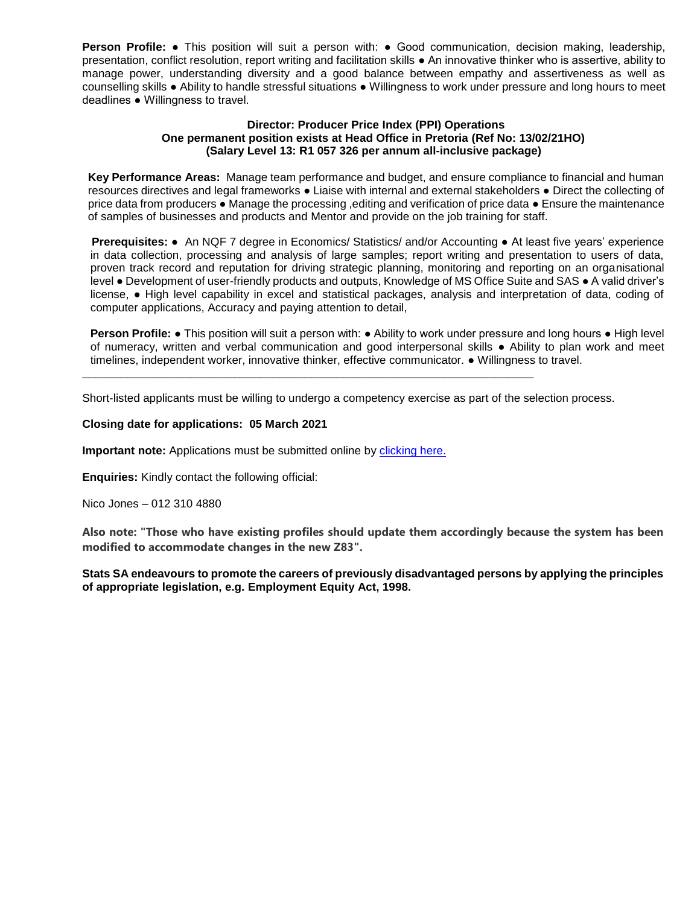**Person Profile:** ● This position will suit a person with: ● Good communication, decision making, leadership, presentation, conflict resolution, report writing and facilitation skills ● An innovative thinker who is assertive, ability to manage power, understanding diversity and a good balance between empathy and assertiveness as well as counselling skills ● Ability to handle stressful situations ● Willingness to work under pressure and long hours to meet deadlines ● Willingness to travel.

**Director: Producer Price Index (PPI) Operations**
**One permanent position exists at Head Office in Pretoria (Ref No: 13/02/21HO)**
**(Salary Level 13: R1 057 326 per annum all-inclusive package)**

**Key Performance Areas:** Manage team performance and budget, and ensure compliance to financial and human resources directives and legal frameworks ● Liaise with internal and external stakeholders ● Direct the collecting of price data from producers ● Manage the processing ,editing and verification of price data ● Ensure the maintenance of samples of businesses and products and Mentor and provide on the job training for staff.

**Prerequisites:** ● An NQF 7 degree in Economics/ Statistics/ and/or Accounting ● At least five years' experience in data collection, processing and analysis of large samples; report writing and presentation to users of data, proven track record and reputation for driving strategic planning, monitoring and reporting on an organisational level ● Development of user-friendly products and outputs, Knowledge of MS Office Suite and SAS ● A valid driver's license, ● High level capability in excel and statistical packages, analysis and interpretation of data, coding of computer applications, Accuracy and paying attention to detail,

**Person Profile:** ● This position will suit a person with: ● Ability to work under pressure and long hours ● High level of numeracy, written and verbal communication and good interpersonal skills ● Ability to plan work and meet timelines, independent worker, innovative thinker, effective communicator. ● Willingness to travel.

---

Short-listed applicants must be willing to undergo a competency exercise as part of the selection process.

**Closing date for applications: 05 March 2021**

**Important note:** Applications must be submitted online by clicking here.

**Enquiries:** Kindly contact the following official:

Nico Jones – 012 310 4880

**Also note: "Those who have existing profiles should update them accordingly because the system has been modified to accommodate changes in the new Z83".**

**Stats SA endeavours to promote the careers of previously disadvantaged persons by applying the principles of appropriate legislation, e.g. Employment Equity Act, 1998.**